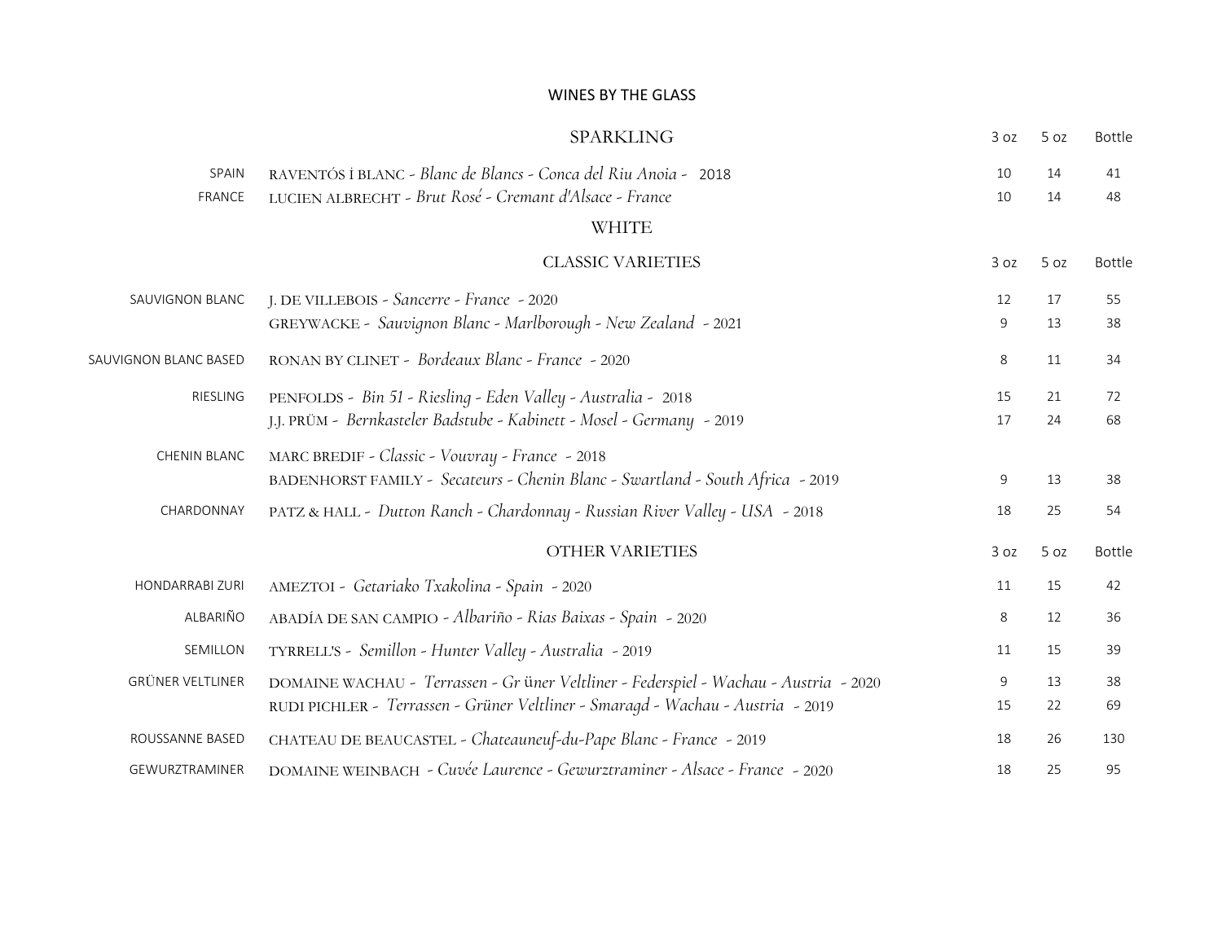# WINES BY THE GLASS

## SPARKLING

| | | 3 oz | 5 oz | Bottle |
|---|---|---|---|---|
| SPAIN | RAVENTÓS İ BLANC - *Blanc de Blancs - Conca del Riu Anoia -* 2018 | 10 | 14 | 41 |
| FRANCE | LUCIEN ALBRECHT - *Brut Rosé - Cremant d'Alsace - France* | 10 | 14 | 48 |

## WHITE

### CLASSIC VARIETIES

| | | 3 oz | 5 oz | Bottle |
|---|---|---|---|---|
| SAUVIGNON BLANC | J. DE VILLEBOIS - *Sancerre - France* - 2020 | 12 | 17 | 55 |
| | GREYWACKE - *Sauvignon Blanc - Marlborough - New Zealand* - 2021 | 9 | 13 | 38 |
| SAUVIGNON BLANC BASED | RONAN BY CLINET - *Bordeaux Blanc - France* - 2020 | 8 | 11 | 34 |
| RIESLING | PENFOLDS - *Bin 51 - Riesling - Eden Valley - Australia -* 2018 | 15 | 21 | 72 |
| | J.J. PRÜM - *Bernkasteler Badstube - Kabinett - Mosel - Germany* - 2019 | 17 | 24 | 68 |
| CHENIN BLANC | MARC BREDIF - *Classic - Vouvray - France* - 2018 | | | |
| | BADENHORST FAMILY - *Secateurs - Chenin Blanc - Swartland - South Africa* - 2019 | 9 | 13 | 38 |
| CHARDONNAY | PATZ & HALL - *Dutton Ranch - Chardonnay - Russian River Valley - USA* - 2018 | 18 | 25 | 54 |

### OTHER VARIETIES

| | | 3 oz | 5 oz | Bottle |
|---|---|---|---|---|
| HONDARRABI ZURI | AMEZTOI - *Getariako Txakolina - Spain* - 2020 | 11 | 15 | 42 |
| ALBARIÑO | ABADÍA DE SAN CAMPIO - *Albariño - Rias Baixas - Spain* - 2020 | 8 | 12 | 36 |
| SEMILLON | TYRRELL'S - *Semillon - Hunter Valley - Australia* - 2019 | 11 | 15 | 39 |
| GRÜNER VELTLINER | DOMAINE WACHAU - *Terrassen - Gr üner Veltliner - Federspiel - Wachau - Austria* - 2020 | 9 | 13 | 38 |
| | RUDI PICHLER - *Terrassen - Grüner Veltliner - Smaragd - Wachau - Austria* - 2019 | 15 | 22 | 69 |
| ROUSSANNE BASED | CHATEAU DE BEAUCASTEL - *Chateauneuf-du-Pape Blanc - France* - 2019 | 18 | 26 | 130 |
| GEWURZTRAMINER | DOMAINE WEINBACH - *Cuvée Laurence - Gewurztraminer - Alsace - France* - 2020 | 18 | 25 | 95 |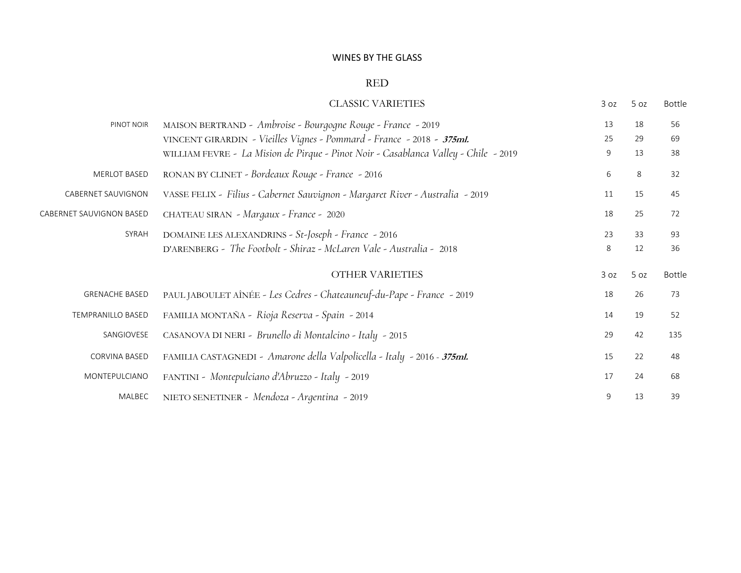# WINES BY THE GLASS

## RED

| | CLASSIC VARIETIES | 3 oz | 5 oz | Bottle |
|---|---|---|---|---|
| PINOT NOIR | MAISON BERTRAND - *Ambroise - Bourgogne Rouge - France* - 2019 | 13 | 18 | 56 |
| | VINCENT GIRARDIN - *Vieilles Vignes - Pommard - France* - 2018 - ***375ml.*** | 25 | 29 | 69 |
| | WILLIAM FEVRE - *La Mision de Pirque - Pinot Noir - Casablanca Valley - Chile* - 2019 | 9 | 13 | 38 |
| MERLOT BASED | RONAN BY CLINET - *Bordeaux Rouge - France* - 2016 | 6 | 8 | 32 |
| CABERNET SAUVIGNON | VASSE FELIX - *Filius - Cabernet Sauvignon - Margaret River - Australia* - 2019 | 11 | 15 | 45 |
| CABERNET SAUVIGNON BASED | CHATEAU SIRAN - *Margaux - France* - 2020 | 18 | 25 | 72 |
| SYRAH | DOMAINE LES ALEXANDRINS - *St-Joseph - France* - 2016 | 23 | 33 | 93 |
| | D'ARENBERG - *The Footbolt - Shiraz - McLaren Vale - Australia* - 2018 | 8 | 12 | 36 |

| | OTHER VARIETIES | 3 oz | 5 oz | Bottle |
|---|---|---|---|---|
| GRENACHE BASED | PAUL JABOULET AÎNÉE - *Les Cedres - Chateauneuf-du-Pape - France* - 2019 | 18 | 26 | 73 |
| TEMPRANILLO BASED | FAMILIA MONTAÑA - *Rioja Reserva - Spain* - 2014 | 14 | 19 | 52 |
| SANGIOVESE | CASANOVA DI NERI - *Brunello di Montalcino - Italy* - 2015 | 29 | 42 | 135 |
| CORVINA BASED | FAMILIA CASTAGNEDI - *Amarone della Valpolicella - Italy* - 2016 - ***375ml.*** | 15 | 22 | 48 |
| MONTEPULCIANO | FANTINI - *Montepulciano d'Abruzzo - Italy* - 2019 | 17 | 24 | 68 |
| MALBEC | NIETO SENETINER - *Mendoza - Argentina* - 2019 | 9 | 13 | 39 |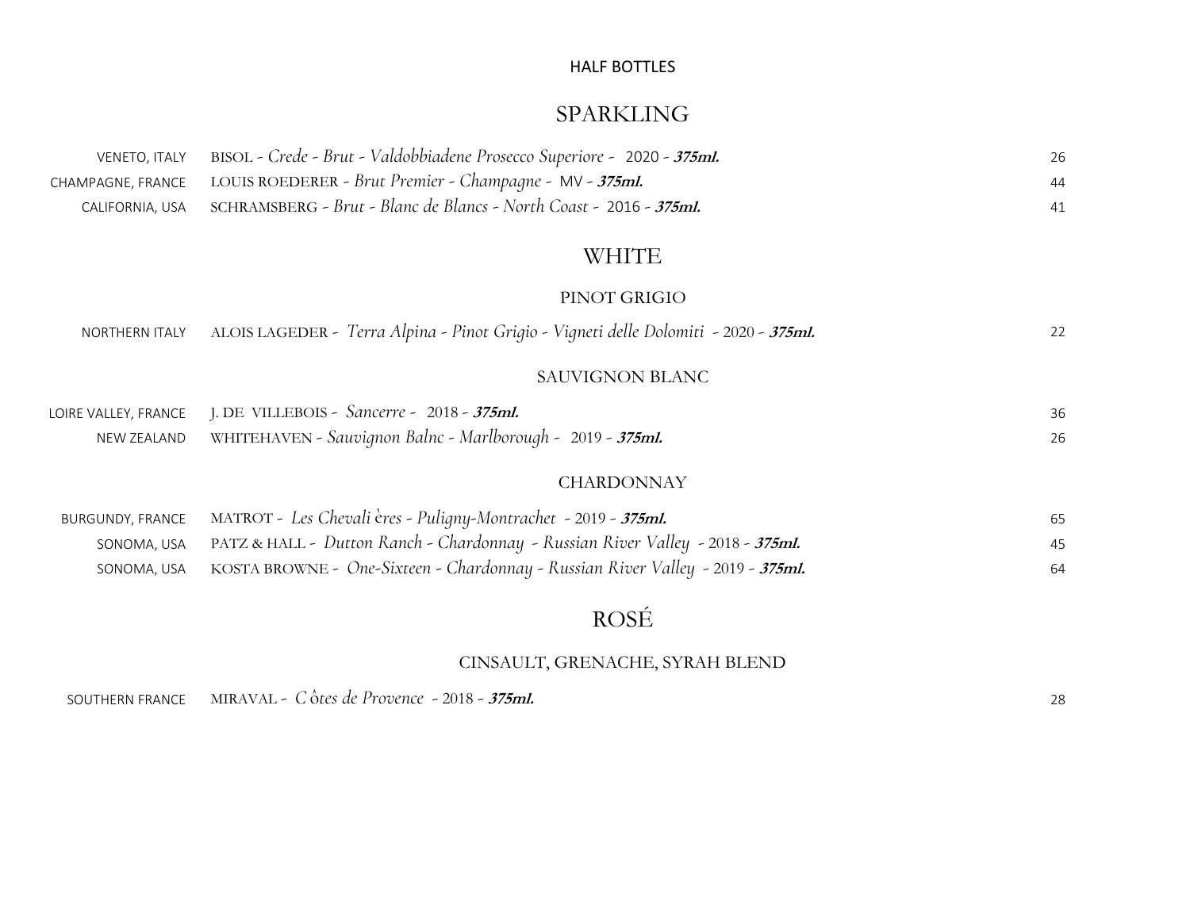# HALF BOTTLES

## SPARKLING

| Region | Wine | Price |
|---|---|---|
| VENETO, ITALY | BISOL - *Crede - Brut - Valdobbiadene Prosecco Superiore -* 2020 - ***375ml.*** | 26 |
| CHAMPAGNE, FRANCE | LOUIS ROEDERER - *Brut Premier - Champagne -* MV - ***375ml.*** | 44 |
| CALIFORNIA, USA | SCHRAMSBERG - *Brut - Blanc de Blancs - North Coast -* 2016 - ***375ml.*** | 41 |

## WHITE

### PINOT GRIGIO

| Region | Wine | Price |
|---|---|---|
| NORTHERN ITALY | ALOIS LAGEDER - *Terra Alpina - Pinot Grigio - Vigneti delle Dolomiti* - 2020 - ***375ml.*** | 22 |

### SAUVIGNON BLANC

| Region | Wine | Price |
|---|---|---|
| LOIRE VALLEY, FRANCE | J. DE VILLEBOIS - *Sancerre -* 2018 - ***375ml.*** | 36 |
| NEW ZEALAND | WHITEHAVEN - *Sauvignon Balnc - Marlborough -* 2019 - ***375ml.*** | 26 |

### CHARDONNAY

| Region | Wine | Price |
|---|---|---|
| BURGUNDY, FRANCE | MATROT - *Les Chevalières - Puligny-Montrachet* - 2019 - ***375ml.*** | 65 |
| SONOMA, USA | PATZ & HALL - *Dutton Ranch - Chardonnay - Russian River Valley* - 2018 - ***375ml.*** | 45 |
| SONOMA, USA | KOSTA BROWNE - *One-Sixteen - Chardonnay - Russian River Valley* - 2019 - ***375ml.*** | 64 |

## ROSÉ

### CINSAULT, GRENACHE, SYRAH BLEND

| Region | Wine | Price |
|---|---|---|
| SOUTHERN FRANCE | MIRAVAL - *Côtes de Provence* - 2018 - ***375ml.*** | 28 |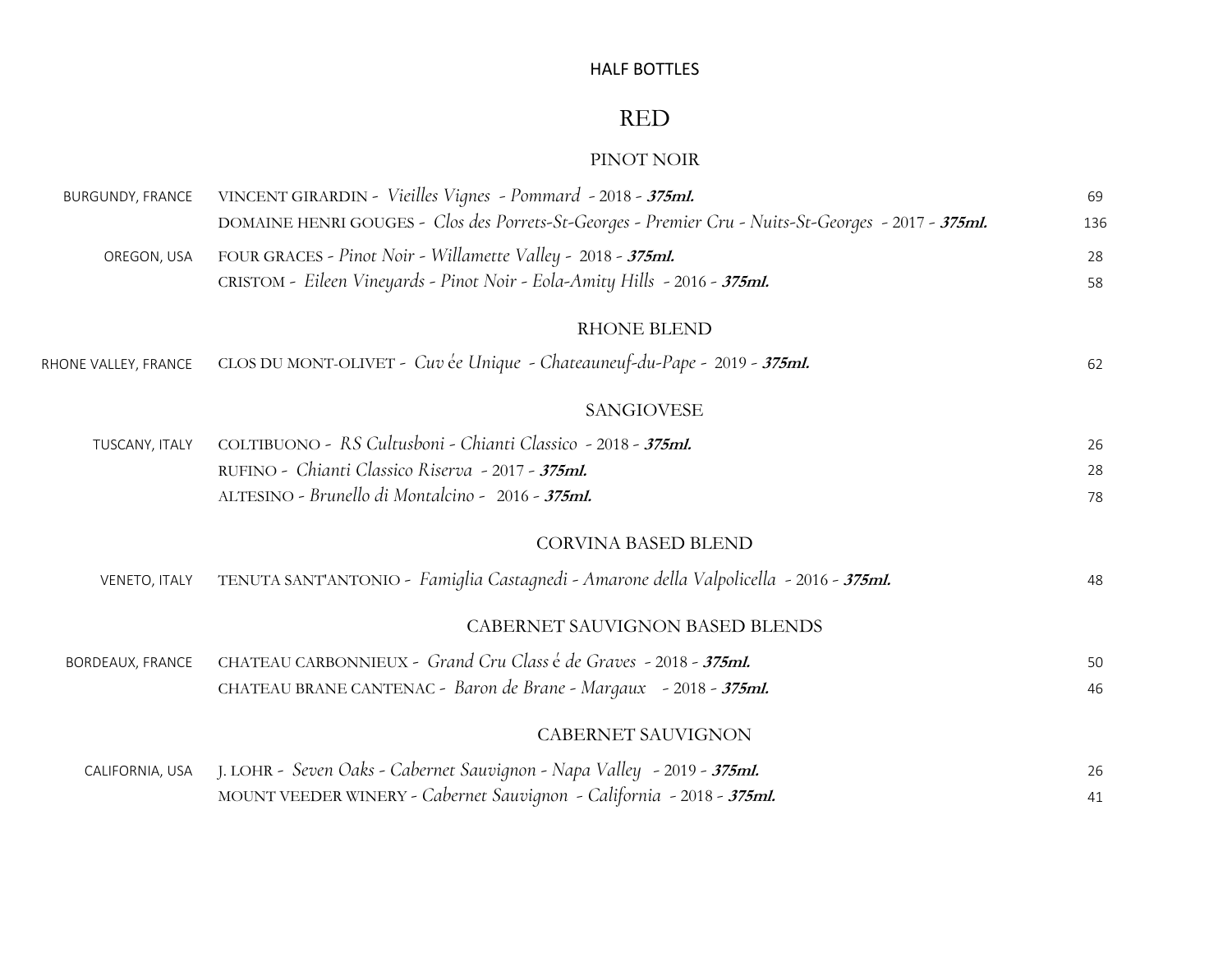HALF BOTTLES

# RED

## PINOT NOIR

| Region | Wine | Price |
|---|---|---|
| BURGUNDY, FRANCE | VINCENT GIRARDIN - *Vieilles Vignes - Pommard* - 2018 - ***375ml.*** | 69 |
| | DOMAINE HENRI GOUGES - *Clos des Porrets-St-Georges - Premier Cru - Nuits-St-Georges* - 2017 - ***375ml.*** | 136 |
| OREGON, USA | FOUR GRACES - *Pinot Noir - Willamette Valley* - 2018 - ***375ml.*** | 28 |
| | CRISTOM - *Eileen Vineyards - Pinot Noir - Eola-Amity Hills* - 2016 - ***375ml.*** | 58 |

## RHONE BLEND

| Region | Wine | Price |
|---|---|---|
| RHONE VALLEY, FRANCE | CLOS DU MONT-OLIVET - *Cuvée Unique - Chateauneuf-du-Pape* - 2019 - ***375ml.*** | 62 |

## SANGIOVESE

| Region | Wine | Price |
|---|---|---|
| TUSCANY, ITALY | COLTIBUONO - *RS Cultusboni - Chianti Classico* - 2018 - ***375ml.*** | 26 |
| | RUFINO - *Chianti Classico Riserva* - 2017 - ***375ml.*** | 28 |
| | ALTESINO - *Brunello di Montalcino* - 2016 - ***375ml.*** | 78 |

## CORVINA BASED BLEND

| Region | Wine | Price |
|---|---|---|
| VENETO, ITALY | TENUTA SANT'ANTONIO - *Famiglia Castagnedi - Amarone della Valpolicella* - 2016 - ***375ml.*** | 48 |

## CABERNET SAUVIGNON BASED BLENDS

| Region | Wine | Price |
|---|---|---|
| BORDEAUX, FRANCE | CHATEAU CARBONNIEUX - *Grand Cru Classé de Graves* - 2018 - ***375ml.*** | 50 |
| | CHATEAU BRANE CANTENAC - *Baron de Brane - Margaux* - 2018 - ***375ml.*** | 46 |

## CABERNET SAUVIGNON

| Region | Wine | Price |
|---|---|---|
| CALIFORNIA, USA | J. LOHR - *Seven Oaks - Cabernet Sauvignon - Napa Valley* - 2019 - ***375ml.*** | 26 |
| | MOUNT VEEDER WINERY - *Cabernet Sauvignon - California* - 2018 - ***375ml.*** | 41 |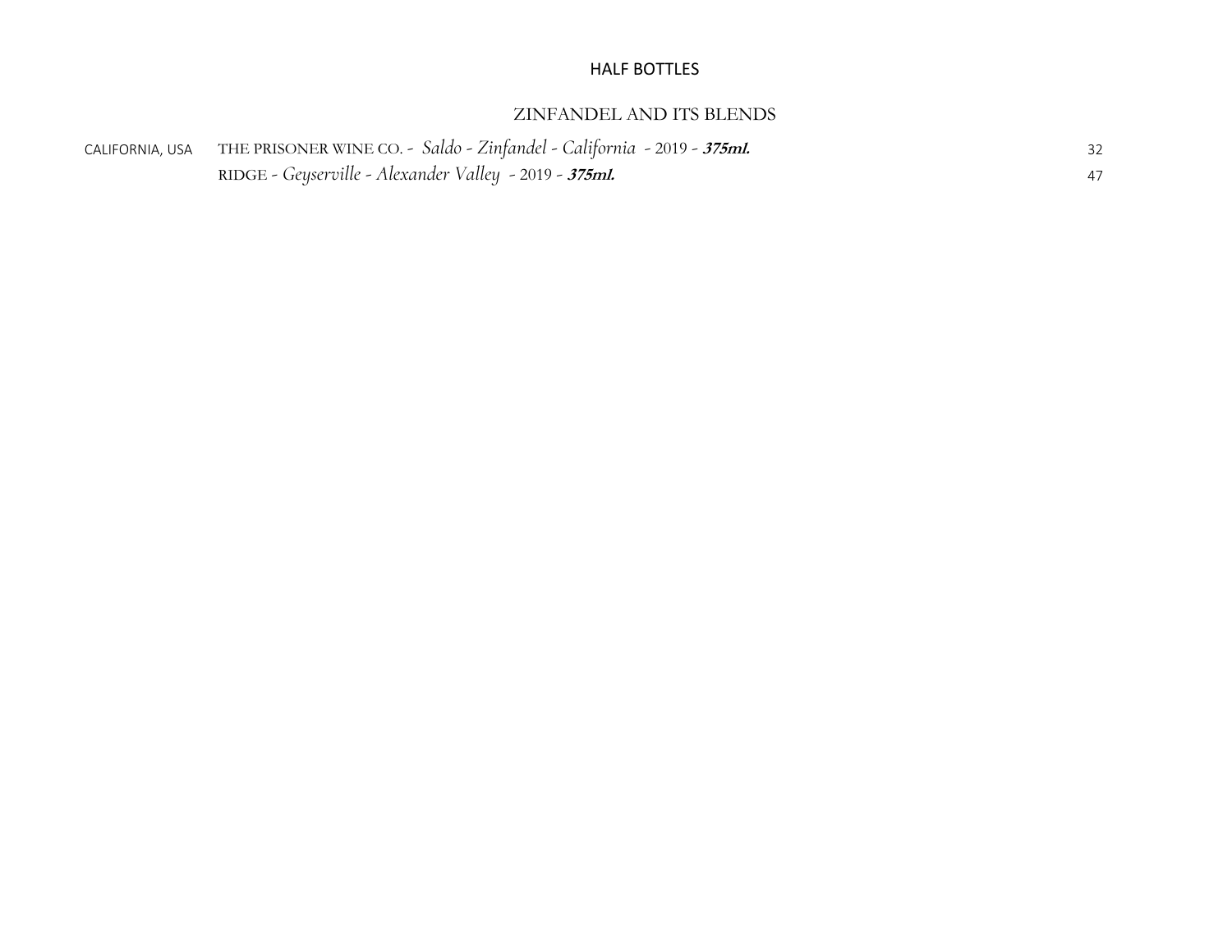# HALF BOTTLES

## ZINFANDEL AND ITS BLENDS

| | | |
|---|---|---|
| CALIFORNIA, USA | THE PRISONER WINE CO. - *Saldo - Zinfandel - California* - 2019 - ***375ml.*** | 32 |
| | RIDGE - *Geyserville - Alexander Valley* - 2019 - ***375ml.*** | 47 |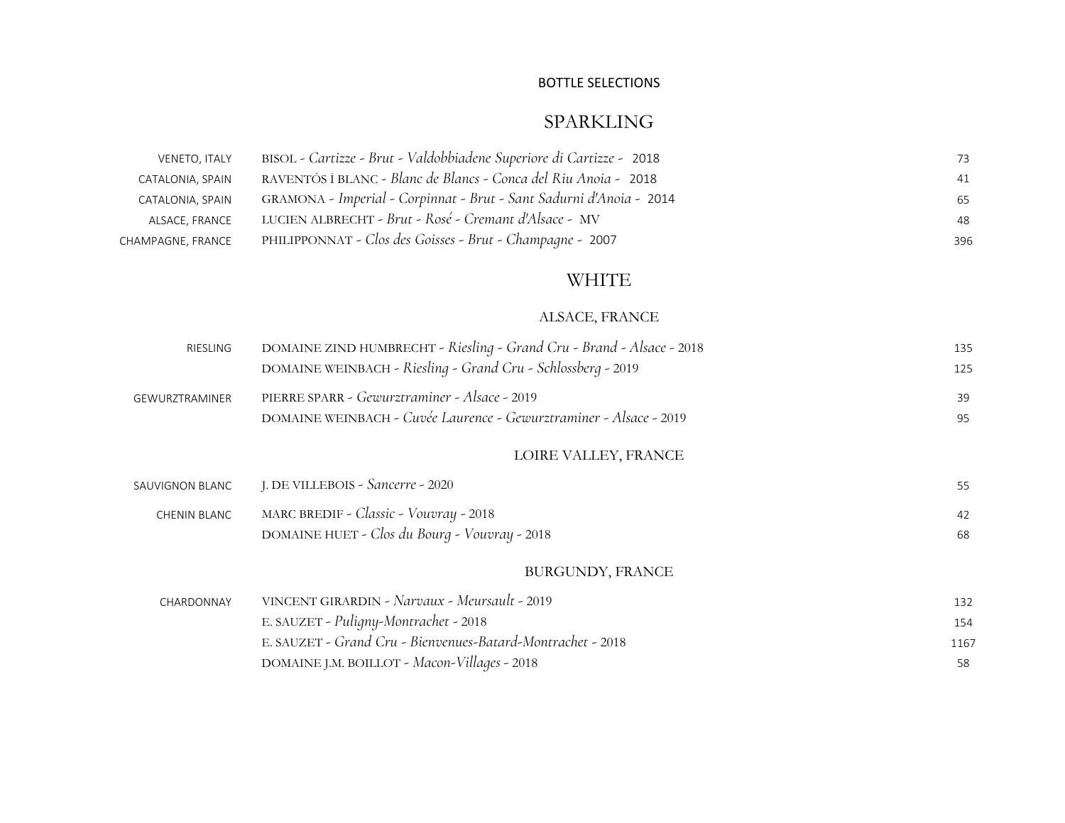BOTTLE SELECTIONS

# SPARKLING

| | | |
|---|---|---|
| VENETO, ITALY | BISOL - *Cartizze - Brut - Valdobbiadene Superiore di Cartizze -* 2018 | 73 |
| CATALONIA, SPAIN | RAVENTÓS İ BLANC - *Blanc de Blancs - Conca del Riu Anoia -* 2018 | 41 |
| CATALONIA, SPAIN | GRAMONA - *Imperial - Corpinnat - Brut - Sant Sadurni d'Anoia -* 2014 | 65 |
| ALSACE, FRANCE | LUCIEN ALBRECHT - *Brut - Rosé - Cremant d'Alsace -* MV | 48 |
| CHAMPAGNE, FRANCE | PHILIPPONNAT - *Clos des Goisses - Brut - Champagne -* 2007 | 396 |

# WHITE

## ALSACE, FRANCE

| | | |
|---|---|---|
| RIESLING | DOMAINE ZIND HUMBRECHT - *Riesling - Grand Cru - Brand - Alsace -* 2018 | 135 |
| | DOMAINE WEINBACH - *Riesling - Grand Cru - Schlossberg -* 2019 | 125 |
| GEWURZTRAMINER | PIERRE SPARR - *Gewurztraminer - Alsace -* 2019 | 39 |
| | DOMAINE WEINBACH - *Cuvée Laurence - Gewurztraminer - Alsace -* 2019 | 95 |

## LOIRE VALLEY, FRANCE

| | | |
|---|---|---|
| SAUVIGNON BLANC | J. DE VILLEBOIS - *Sancerre -* 2020 | 55 |
| CHENIN BLANC | MARC BREDIF - *Classic - Vouvray -* 2018 | 42 |
| | DOMAINE HUET - *Clos du Bourg - Vouvray -* 2018 | 68 |

## BURGUNDY, FRANCE

| | | |
|---|---|---|
| CHARDONNAY | VINCENT GIRARDIN - *Narvaux - Meursault -* 2019 | 132 |
| | E. SAUZET - *Puligny-Montrachet -* 2018 | 154 |
| | E. SAUZET - *Grand Cru - Bienvenues-Batard-Montrachet -* 2018 | 1167 |
| | DOMAINE J.M. BOILLOT - *Macon-Villages -* 2018 | 58 |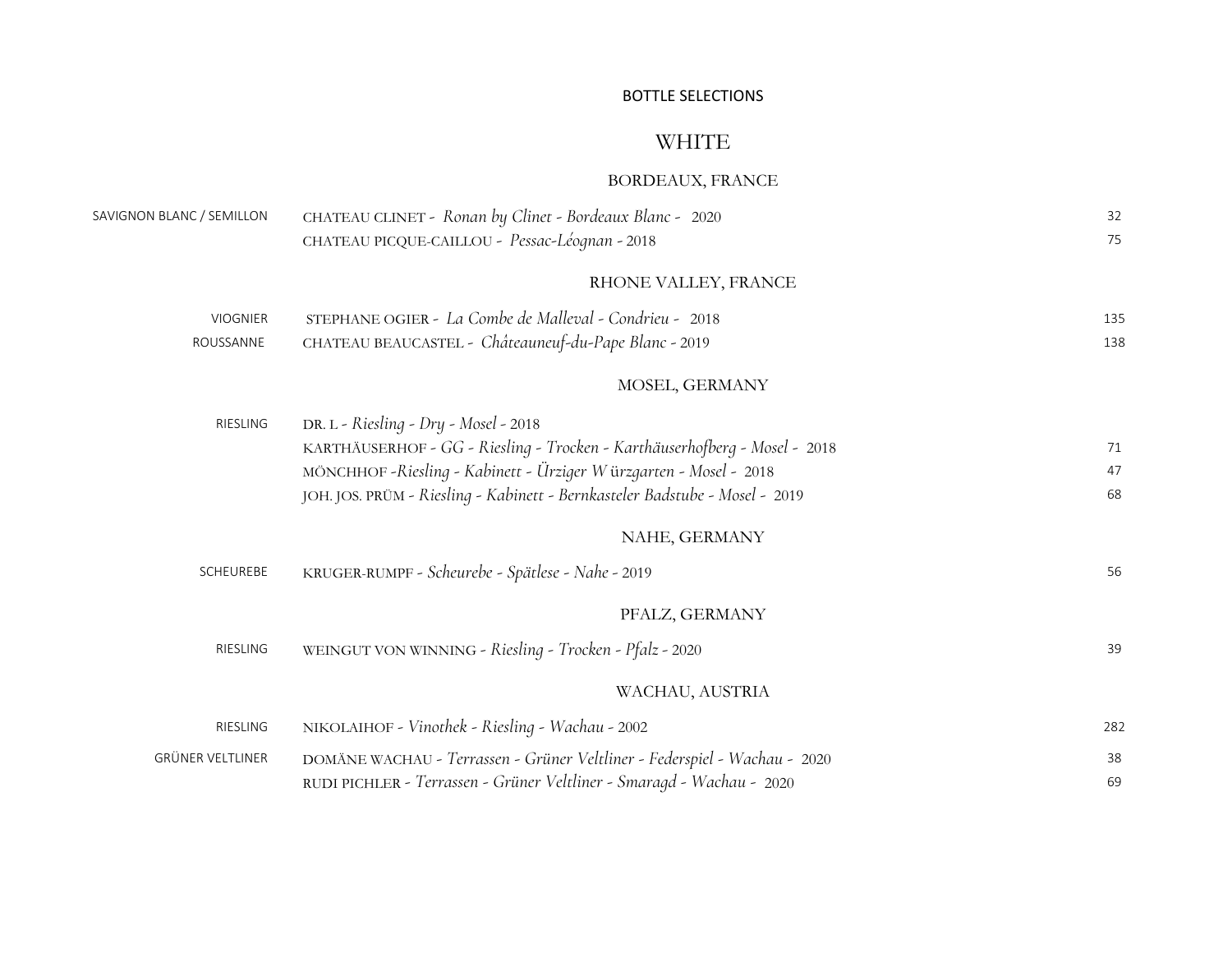BOTTLE SELECTIONS

# WHITE

## BORDEAUX, FRANCE

| Varietal | Wine | Price |
|---|---|---|
| SAVIGNON BLANC / SEMILLON | CHATEAU CLINET - *Ronan by Clinet - Bordeaux Blanc* - 2020 | 32 |
| | CHATEAU PICQUE-CAILLOU - *Pessac-Léognan* - 2018 | 75 |

## RHONE VALLEY, FRANCE

| Varietal | Wine | Price |
|---|---|---|
| VIOGNIER | STEPHANE OGIER - *La Combe de Malleval - Condrieu* - 2018 | 135 |
| ROUSSANNE | CHATEAU BEAUCASTEL - *Châteauneuf-du-Pape Blanc* - 2019 | 138 |

## MOSEL, GERMANY

| Varietal | Wine | Price |
|---|---|---|
| RIESLING | DR. L - *Riesling - Dry - Mosel* - 2018 | |
| | KARTHÄUSERHOF - *GG - Riesling - Trocken - Karthäuserhofberg - Mosel* - 2018 | 71 |
| | MÖNCHHOF -*Riesling - Kabinett - Ürziger Würzgarten - Mosel* - 2018 | 47 |
| | JOH. JOS. PRÜM - *Riesling - Kabinett - Bernkasteler Badstube - Mosel* - 2019 | 68 |

## NAHE, GERMANY

| Varietal | Wine | Price |
|---|---|---|
| SCHEUREBE | KRUGER-RUMPF - *Scheurebe - Spätlese - Nahe* - 2019 | 56 |

## PFALZ, GERMANY

| Varietal | Wine | Price |
|---|---|---|
| RIESLING | WEINGUT VON WINNING - *Riesling - Trocken - Pfalz* - 2020 | 39 |

## WACHAU, AUSTRIA

| Varietal | Wine | Price |
|---|---|---|
| RIESLING | NIKOLAIHOF - *Vinothek - Riesling - Wachau* - 2002 | 282 |
| GRÜNER VELTLINER | DOMÄNE WACHAU - *Terrassen - Grüner Veltliner - Federspiel - Wachau* - 2020 | 38 |
| | RUDI PICHLER - *Terrassen - Grüner Veltliner - Smaragd - Wachau* - 2020 | 69 |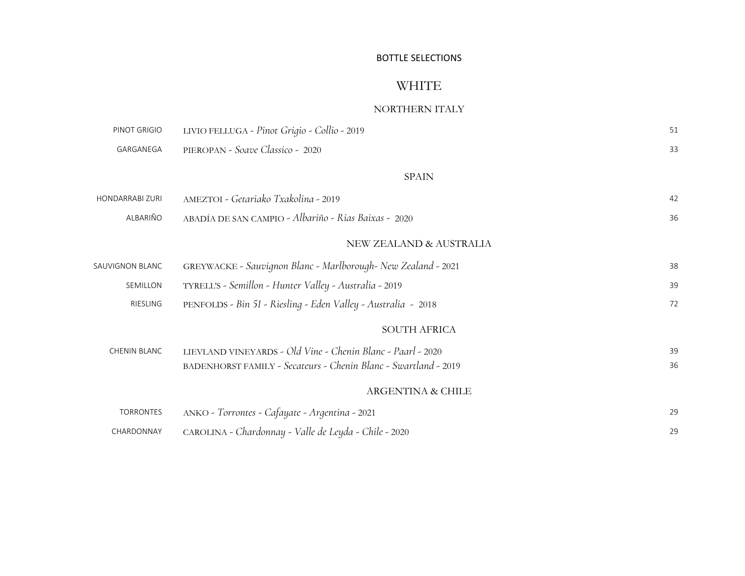BOTTLE SELECTIONS

# WHITE

## NORTHERN ITALY

| | | |
|---|---|---|
| PINOT GRIGIO | LIVIO FELLUGA - *Pinot Grigio - Collio* - 2019 | 51 |
| GARGANEGA | PIEROPAN - *Soave Classico* - 2020 | 33 |

## SPAIN

| | | |
|---|---|---|
| HONDARRABI ZURI | AMEZTOI - *Getariako Txakolina* - 2019 | 42 |
| ALBARIÑO | ABADÍA DE SAN CAMPIO - *Albariño - Rias Baixas* - 2020 | 36 |

## NEW ZEALAND & AUSTRALIA

| | | |
|---|---|---|
| SAUVIGNON BLANC | GREYWACKE - *Sauvignon Blanc - Marlborough- New Zealand* - 2021 | 38 |
| SEMILLON | TYRELL'S - *Semillon - Hunter Valley - Australia* - 2019 | 39 |
| RIESLING | PENFOLDS - *Bin 51 - Riesling - Eden Valley - Australia* - 2018 | 72 |

## SOUTH AFRICA

| | | |
|---|---|---|
| CHENIN BLANC | LIEVLAND VINEYARDS - *Old Vine - Chenin Blanc - Paarl* - 2020 | 39 |
| | BADENHORST FAMILY - *Secateurs - Chenin Blanc - Swartland* - 2019 | 36 |

## ARGENTINA & CHILE

| | | |
|---|---|---|
| TORRONTES | ANKO - *Torrontes - Cafayate - Argentina* - 2021 | 29 |
| CHARDONNAY | CAROLINA - *Chardonnay - Valle de Leyda - Chile* - 2020 | 29 |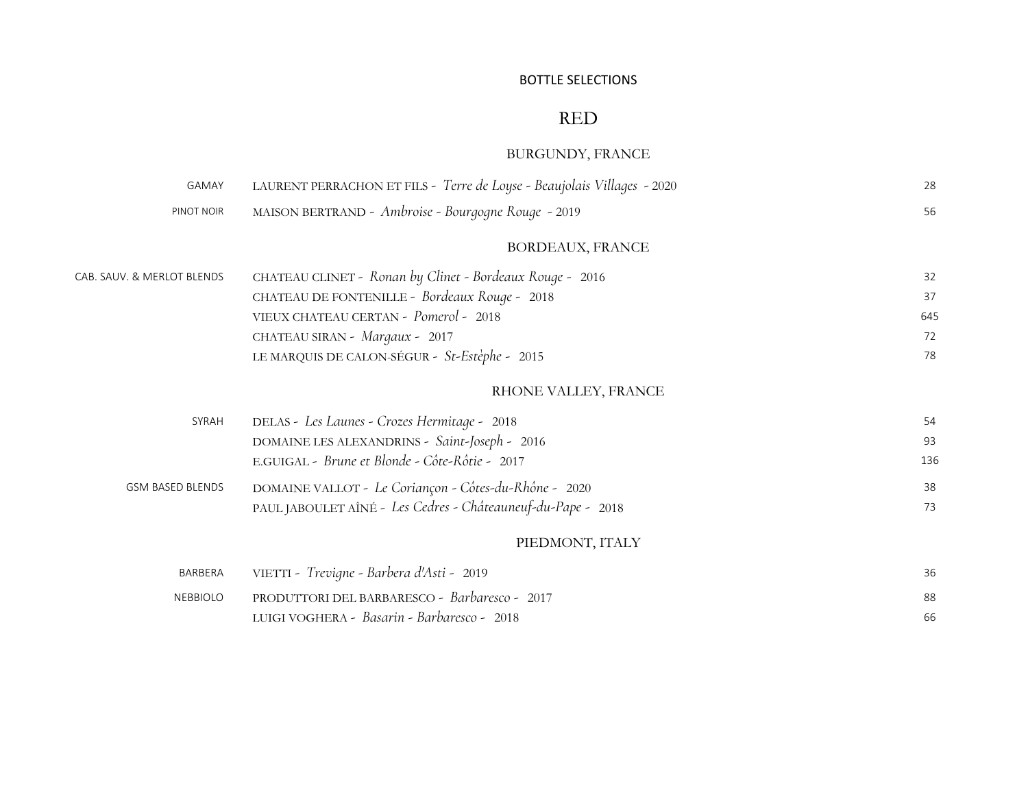## BOTTLE SELECTIONS

# RED

### BURGUNDY, FRANCE

| | | |
|---|---|---|
| GAMAY | LAURENT PERRACHON ET FILS - *Terre de Loyse - Beaujolais Villages* - 2020 | 28 |
| PINOT NOIR | MAISON BERTRAND - *Ambroise - Bourgogne Rouge* - 2019 | 56 |

### BORDEAUX, FRANCE

| | | |
|---|---|---|
| CAB. SAUV. & MERLOT BLENDS | CHATEAU CLINET - *Ronan by Clinet - Bordeaux Rouge* - 2016 | 32 |
| | CHATEAU DE FONTENILLE - *Bordeaux Rouge* - 2018 | 37 |
| | VIEUX CHATEAU CERTAN - *Pomerol* - 2018 | 645 |
| | CHATEAU SIRAN - *Margaux* - 2017 | 72 |
| | LE MARQUIS DE CALON-SÉGUR - *St-Estèphe* - 2015 | 78 |

### RHONE VALLEY, FRANCE

| | | |
|---|---|---|
| SYRAH | DELAS - *Les Launes - Crozes Hermitage* - 2018 | 54 |
| | DOMAINE LES ALEXANDRINS - *Saint-Joseph* - 2016 | 93 |
| | E.GUIGAL - *Brune et Blonde - Côte-Rôtie* - 2017 | 136 |
| GSM BASED BLENDS | DOMAINE VALLOT - *Le Coriançon - Côtes-du-Rhône* - 2020 | 38 |
| | PAUL JABOULET AÎNÉ - *Les Cedres - Châteauneuf-du-Pape* - 2018 | 73 |

### PIEDMONT, ITALY

| | | |
|---|---|---|
| BARBERA | VIETTI - *Trevigne - Barbera d'Asti* - 2019 | 36 |
| NEBBIOLO | PRODUTTORI DEL BARBARESCO - *Barbaresco* - 2017 | 88 |
| | LUIGI VOGHERA - *Basarin - Barbaresco* - 2018 | 66 |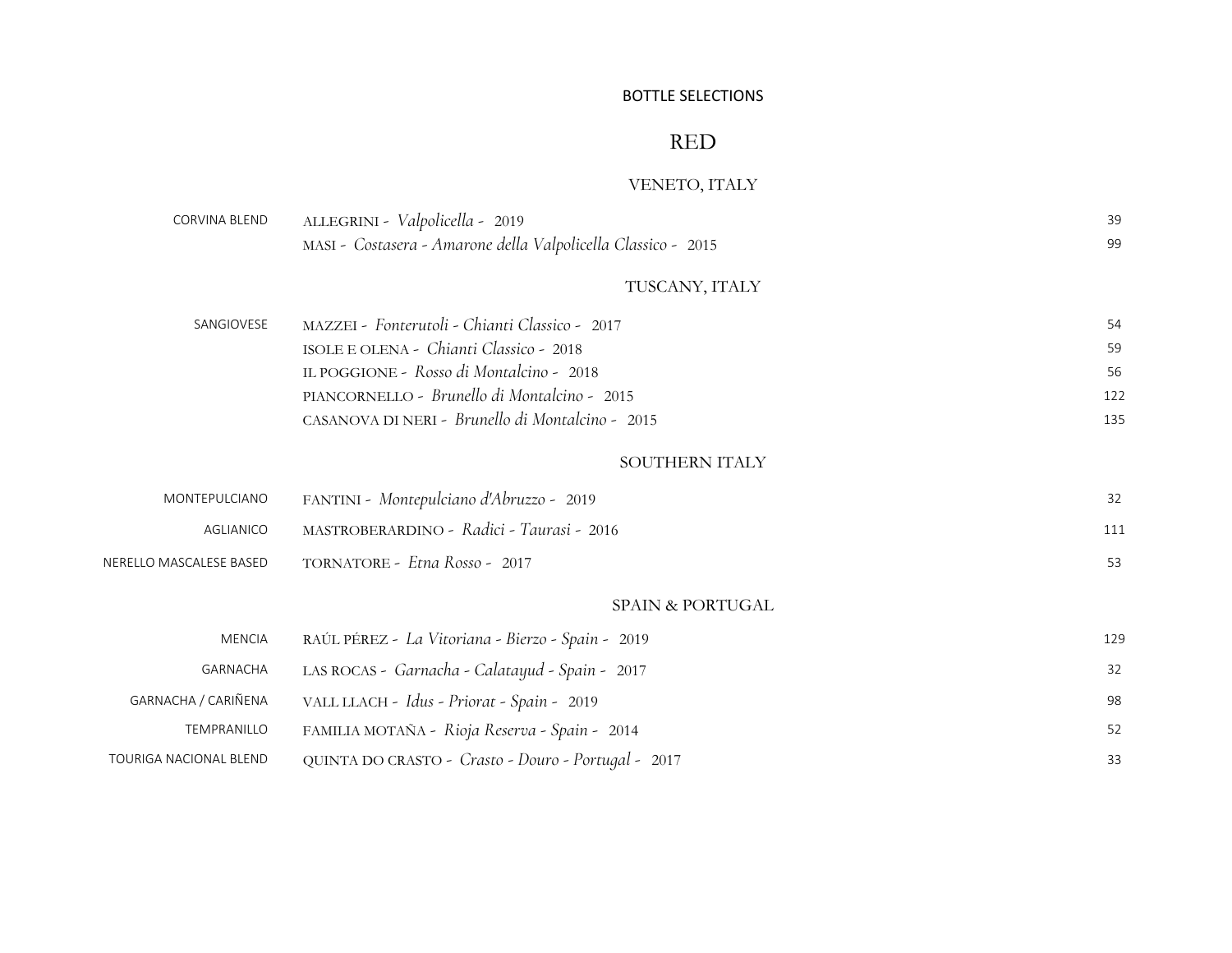BOTTLE SELECTIONS

# RED

## VENETO, ITALY

| Grape | Wine | Price |
|---|---|---|
| CORVINA BLEND | ALLEGRINI - *Valpolicella* - 2019 | 39 |
| | MASI - *Costasera - Amarone della Valpolicella Classico* - 2015 | 99 |

## TUSCANY, ITALY

| Grape | Wine | Price |
|---|---|---|
| SANGIOVESE | MAZZEI - *Fonterutoli - Chianti Classico* - 2017 | 54 |
| | ISOLE E OLENA - *Chianti Classico* - 2018 | 59 |
| | IL POGGIONE - *Rosso di Montalcino* - 2018 | 56 |
| | PIANCORNELLO - *Brunello di Montalcino* - 2015 | 122 |
| | CASANOVA DI NERI - *Brunello di Montalcino* - 2015 | 135 |

## SOUTHERN ITALY

| Grape | Wine | Price |
|---|---|---|
| MONTEPULCIANO | FANTINI - *Montepulciano d'Abruzzo* - 2019 | 32 |
| AGLIANICO | MASTROBERARDINO - *Radici - Taurasi* - 2016 | 111 |
| NERELLO MASCALESE BASED | TORNATORE - *Etna Rosso* - 2017 | 53 |

## SPAIN & PORTUGAL

| Grape | Wine | Price |
|---|---|---|
| MENCIA | RAÚL PÉREZ - *La Vitoriana - Bierzo - Spain* - 2019 | 129 |
| GARNACHA | LAS ROCAS - *Garnacha - Calatayud - Spain* - 2017 | 32 |
| GARNACHA / CARIÑENA | VALL LLACH - *Idus - Priorat - Spain* - 2019 | 98 |
| TEMPRANILLO | FAMILIA MOTAÑA - *Rioja Reserva - Spain* - 2014 | 52 |
| TOURIGA NACIONAL BLEND | QUINTA DO CRASTO - *Crasto - Douro - Portugal* - 2017 | 33 |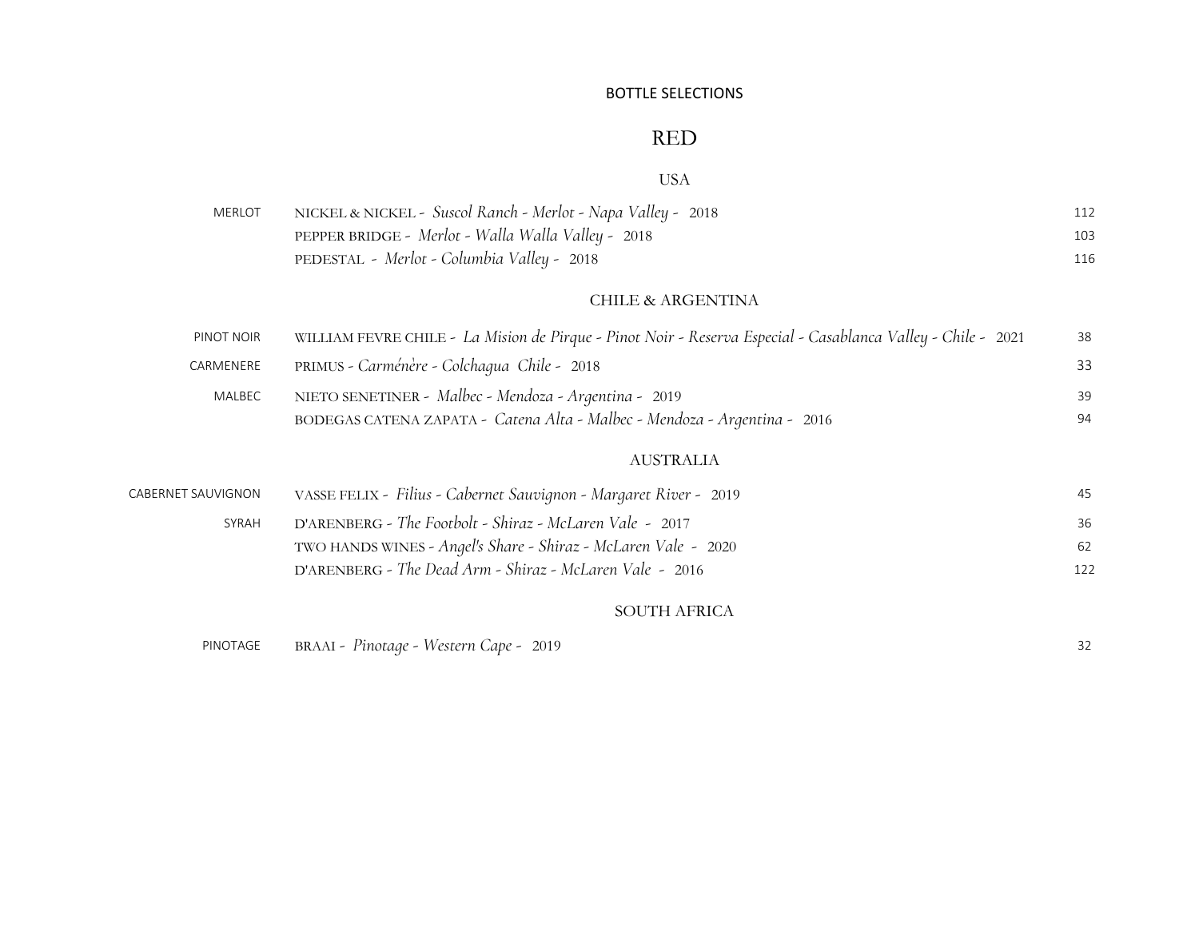BOTTLE SELECTIONS

# RED

## USA

| | | |
|---|---|---|
| MERLOT | NICKEL & NICKEL - *Suscol Ranch - Merlot - Napa Valley -* 2018 | 112 |
| | PEPPER BRIDGE - *Merlot - Walla Walla Valley -* 2018 | 103 |
| | PEDESTAL - *Merlot - Columbia Valley -* 2018 | 116 |

## CHILE & ARGENTINA

| | | |
|---|---|---|
| PINOT NOIR | WILLIAM FEVRE CHILE - *La Mision de Pirque - Pinot Noir - Reserva Especial - Casablanca Valley - Chile -* 2021 | 38 |
| CARMENERE | PRIMUS - *Carménère - Colchagua Chile -* 2018 | 33 |
| MALBEC | NIETO SENETINER - *Malbec - Mendoza - Argentina -* 2019 | 39 |
| | BODEGAS CATENA ZAPATA - *Catena Alta - Malbec - Mendoza - Argentina -* 2016 | 94 |

## AUSTRALIA

| | | |
|---|---|---|
| CABERNET SAUVIGNON | VASSE FELIX - *Filius - Cabernet Sauvignon - Margaret River -* 2019 | 45 |
| SYRAH | D'ARENBERG - *The Footbolt - Shiraz - McLaren Vale -* 2017 | 36 |
| | TWO HANDS WINES - *Angel's Share - Shiraz - McLaren Vale -* 2020 | 62 |
| | D'ARENBERG - *The Dead Arm - Shiraz - McLaren Vale -* 2016 | 122 |

## SOUTH AFRICA

| | | |
|---|---|---|
| PINOTAGE | BRAAI - *Pinotage - Western Cape -* 2019 | 32 |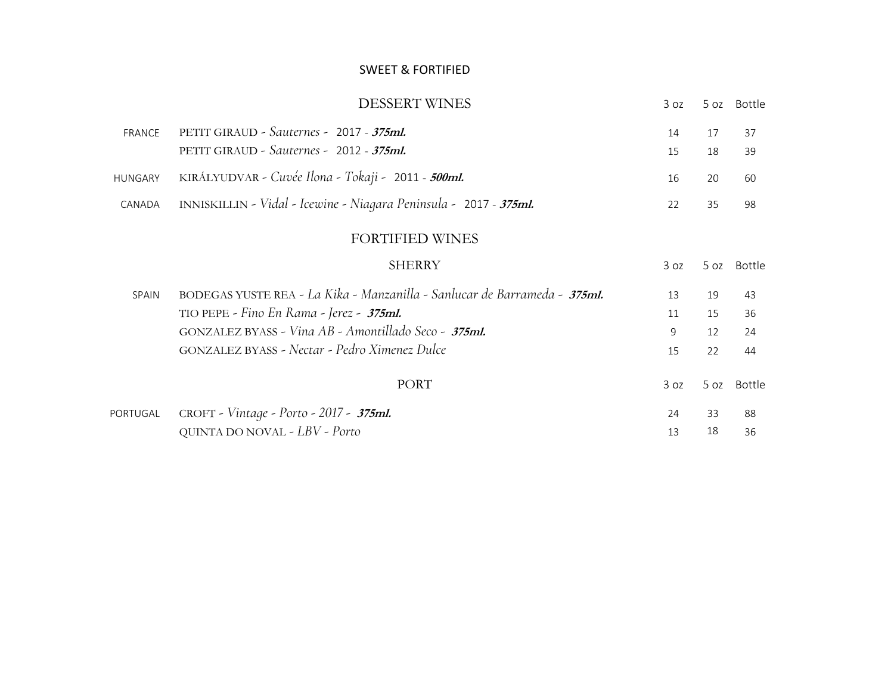# SWEET & FORTIFIED

## DESSERT WINES

| | | 3 oz | 5 oz | Bottle |
|---|---|---|---|---|
| FRANCE | PETIT GIRAUD - *Sauternes* - 2017 - ***375ml.*** | 14 | 17 | 37 |
| | PETIT GIRAUD - *Sauternes* - 2012 - ***375ml.*** | 15 | 18 | 39 |
| HUNGARY | KIRÁLYUDVAR - *Cuvée Ilona - Tokaji* - 2011 - ***500ml.*** | 16 | 20 | 60 |
| CANADA | INNISKILLIN - *Vidal - Icewine - Niagara Peninsula* - 2017 - ***375ml.*** | 22 | 35 | 98 |

## FORTIFIED WINES

### SHERRY

| | | 3 oz | 5 oz | Bottle |
|---|---|---|---|---|
| SPAIN | BODEGAS YUSTE REA - *La Kika - Manzanilla - Sanlucar de Barrameda* - ***375ml.*** | 13 | 19 | 43 |
| | TIO PEPE - *Fino En Rama - Jerez* - ***375ml.*** | 11 | 15 | 36 |
| | GONZALEZ BYASS - *Vina AB - Amontillado Seco* - ***375ml.*** | 9 | 12 | 24 |
| | GONZALEZ BYASS - *Nectar - Pedro Ximenez Dulce* | 15 | 22 | 44 |

### PORT

| | | 3 oz | 5 oz | Bottle |
|---|---|---|---|---|
| PORTUGAL | CROFT - *Vintage - Porto - 2017* - ***375ml.*** | 24 | 33 | 88 |
| | QUINTA DO NOVAL - *LBV - Porto* | 13 | 18 | 36 |